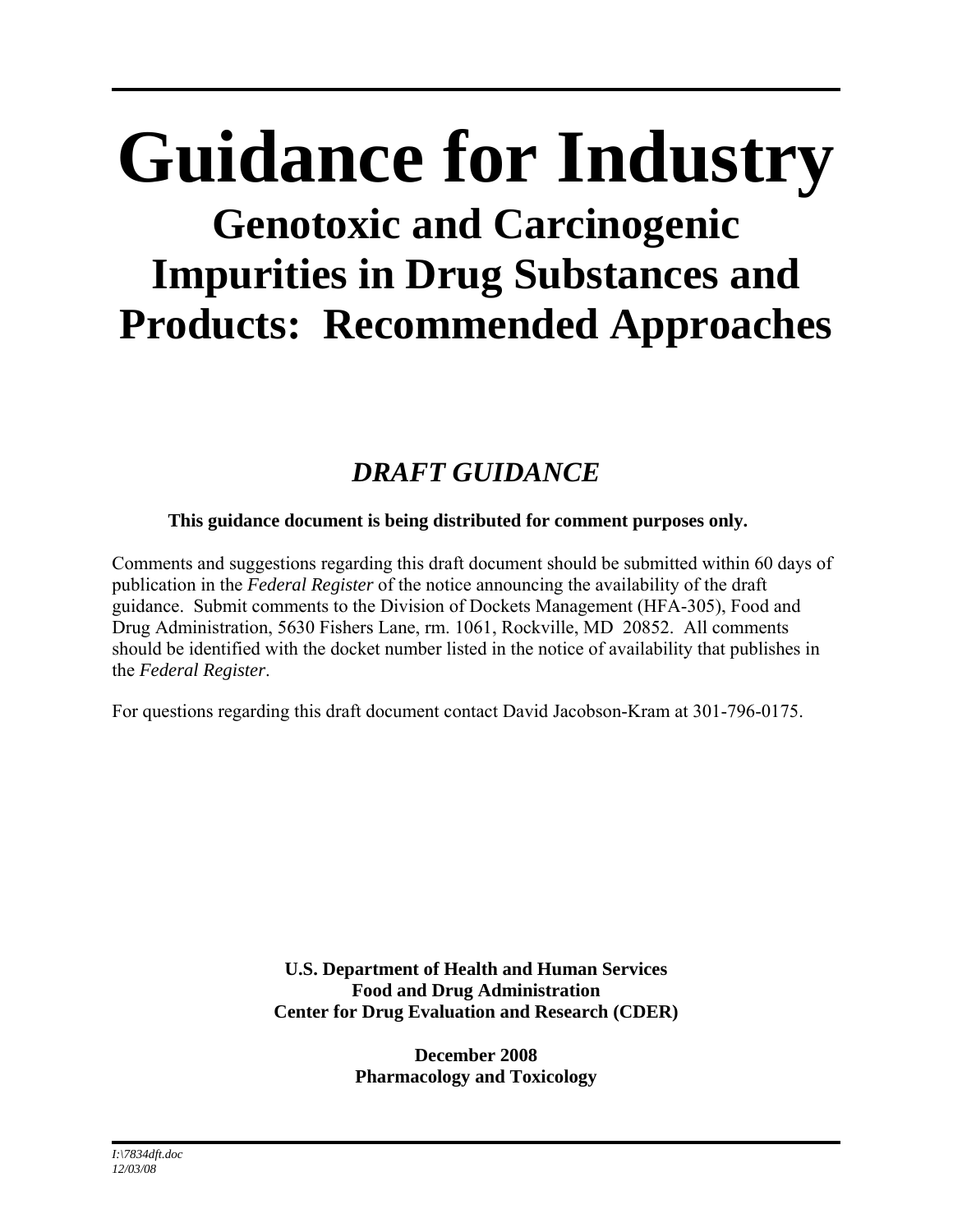# Guidance for Industry

## Genotoxic and Carcinogenic Impurities in Drug Substances and Products: Recommended Approaches

### *DRAFT GUIDANCE*

**This guidance document is being distributed for comment purposes only.**

Comments and suggestions regarding this draft document should be submitted within 60 days of publication in the *Federal Register* of the notice announcing the availability of the draft guidance. Submit comments to the Division of Dockets Management (HFA-305), Food and Drug Administration, 5630 Fishers Lane, rm. 1061, Rockville, MD 20852. All comments should be identified with the docket number listed in the notice of availability that publishes in the *Federal Register*.

For questions regarding this draft document contact David Jacobson-Kram at 301-796-0175.

**U.S. Department of Health and Human Services**
**Food and Drug Administration**
**Center for Drug Evaluation and Research (CDER)**

**December 2008**
**Pharmacology and Toxicology**

*I:\7834dft.doc*
*12/03/08*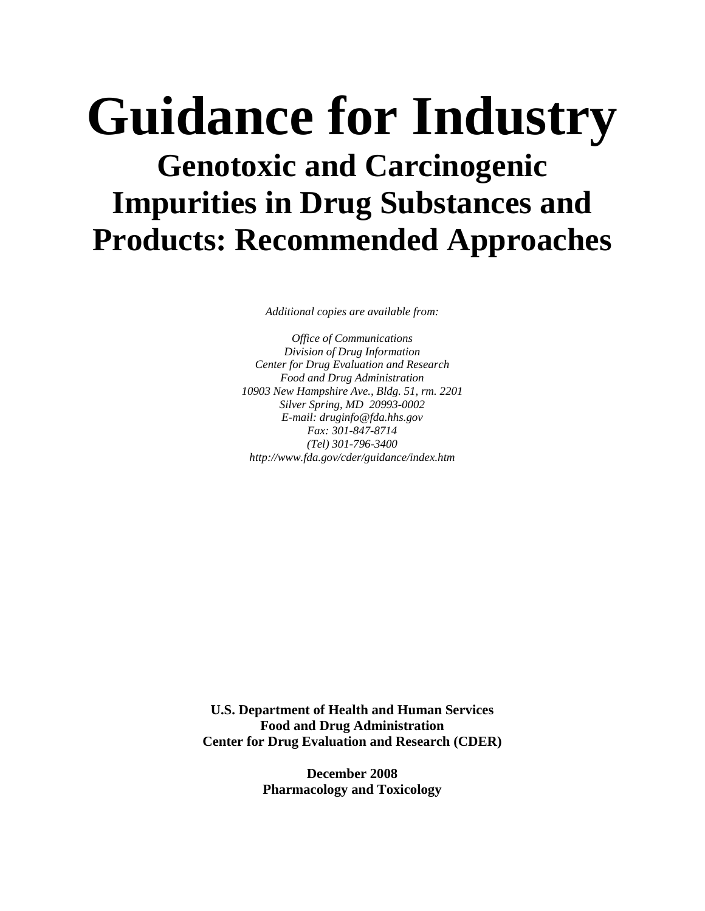# Guidance for Industry

## Genotoxic and Carcinogenic Impurities in Drug Substances and Products: Recommended Approaches

*Additional copies are available from:*

*Office of Communications*
*Division of Drug Information*
*Center for Drug Evaluation and Research*
*Food and Drug Administration*
*10903 New Hampshire Ave., Bldg. 51, rm. 2201*
*Silver Spring, MD 20993-0002*
*E-mail: druginfo@fda.hhs.gov*
*Fax: 301-847-8714*
*(Tel) 301-796-3400*
*http://www.fda.gov/cder/guidance/index.htm*

**U.S. Department of Health and Human Services**
**Food and Drug Administration**
**Center for Drug Evaluation and Research (CDER)**

**December 2008**
**Pharmacology and Toxicology**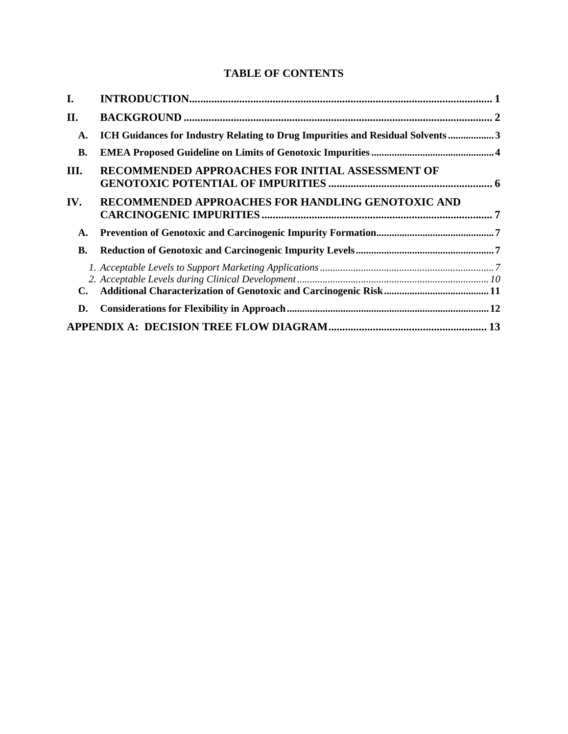## TABLE OF CONTENTS

**I. INTRODUCTION** .......... 1

**II. BACKGROUND** .......... 2

- **A. ICH Guidances for Industry Relating to Drug Impurities and Residual Solvents** .......... 3
- **B. EMEA Proposed Guideline on Limits of Genotoxic Impurities** .......... 4

**III. RECOMMENDED APPROACHES FOR INITIAL ASSESSMENT OF GENOTOXIC POTENTIAL OF IMPURITIES** .......... 6

**IV. RECOMMENDED APPROACHES FOR HANDLING GENOTOXIC AND CARCINOGENIC IMPURITIES** .......... 7

- **A. Prevention of Genotoxic and Carcinogenic Impurity Formation** .......... 7
- **B. Reduction of Genotoxic and Carcinogenic Impurity Levels** .......... 7
  - *1. Acceptable Levels to Support Marketing Applications* .......... 7
  - *2. Acceptable Levels during Clinical Development* .......... 10
- **C. Additional Characterization of Genotoxic and Carcinogenic Risk** .......... 11
- **D. Considerations for Flexibility in Approach** .......... 12

**APPENDIX A: DECISION TREE FLOW DIAGRAM** .......... 13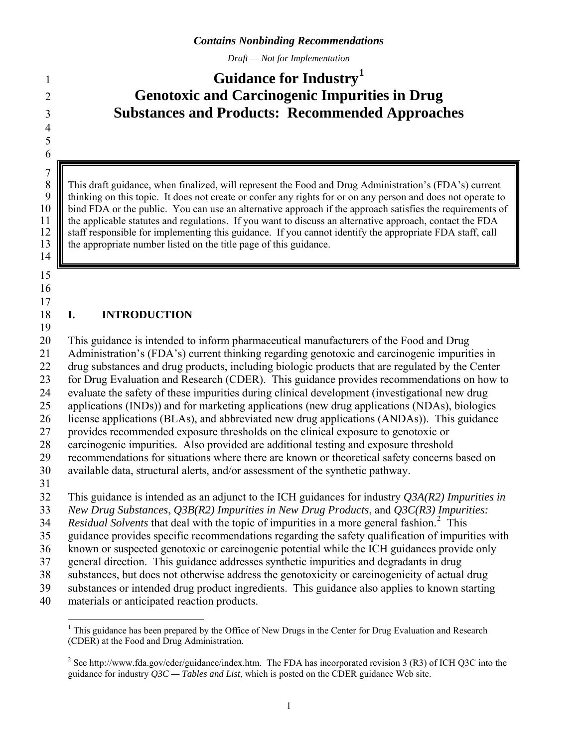*Contains Nonbinding Recommendations*

*Draft — Not for Implementation*

# Guidance for Industry[1] Genotoxic and Carcinogenic Impurities in Drug Substances and Products: Recommended Approaches

> This draft guidance, when finalized, will represent the Food and Drug Administration's (FDA's) current thinking on this topic. It does not create or confer any rights for or on any person and does not operate to bind FDA or the public. You can use an alternative approach if the approach satisfies the requirements of the applicable statutes and regulations. If you want to discuss an alternative approach, contact the FDA staff responsible for implementing this guidance. If you cannot identify the appropriate FDA staff, call the appropriate number listed on the title page of this guidance.

## I. INTRODUCTION

This guidance is intended to inform pharmaceutical manufacturers of the Food and Drug Administration's (FDA's) current thinking regarding genotoxic and carcinogenic impurities in drug substances and drug products, including biologic products that are regulated by the Center for Drug Evaluation and Research (CDER). This guidance provides recommendations on how to evaluate the safety of these impurities during clinical development (investigational new drug applications (INDs)) and for marketing applications (new drug applications (NDAs), biologics license applications (BLAs), and abbreviated new drug applications (ANDAs)). This guidance provides recommended exposure thresholds on the clinical exposure to genotoxic or carcinogenic impurities. Also provided are additional testing and exposure threshold recommendations for situations where there are known or theoretical safety concerns based on available data, structural alerts, and/or assessment of the synthetic pathway.

This guidance is intended as an adjunct to the ICH guidances for industry *Q3A(R2) Impurities in New Drug Substances*, *Q3B(R2) Impurities in New Drug Products*, and *Q3C(R3) Impurities: Residual Solvents* that deal with the topic of impurities in a more general fashion.[2] This guidance provides specific recommendations regarding the safety qualification of impurities with known or suspected genotoxic or carcinogenic potential while the ICH guidances provide only general direction. This guidance addresses synthetic impurities and degradants in drug substances, but does not otherwise address the genotoxicity or carcinogenicity of actual drug substances or intended drug product ingredients. This guidance also applies to known starting materials or anticipated reaction products.

---

[1] This guidance has been prepared by the Office of New Drugs in the Center for Drug Evaluation and Research (CDER) at the Food and Drug Administration.

[2] See http://www.fda.gov/cder/guidance/index.htm. The FDA has incorporated revision 3 (R3) of ICH Q3C into the guidance for industry *Q3C — Tables and List*, which is posted on the CDER guidance Web site.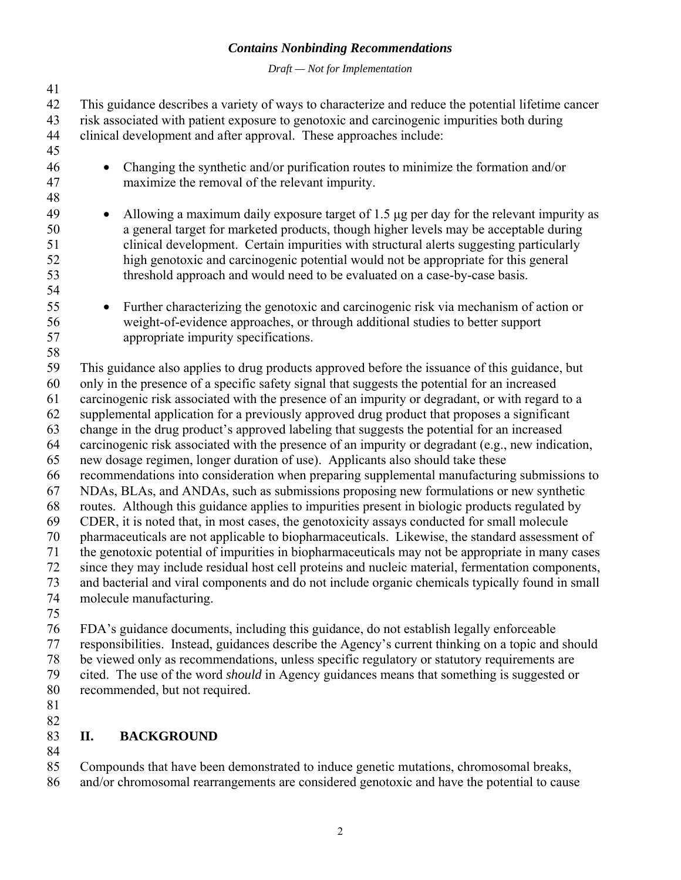This guidance describes a variety of ways to characterize and reduce the potential lifetime cancer risk associated with patient exposure to genotoxic and carcinogenic impurities both during clinical development and after approval. These approaches include:

- Changing the synthetic and/or purification routes to minimize the formation and/or maximize the removal of the relevant impurity.

- Allowing a maximum daily exposure target of 1.5 µg per day for the relevant impurity as a general target for marketed products, though higher levels may be acceptable during clinical development. Certain impurities with structural alerts suggesting particularly high genotoxic and carcinogenic potential would not be appropriate for this general threshold approach and would need to be evaluated on a case-by-case basis.

- Further characterizing the genotoxic and carcinogenic risk via mechanism of action or weight-of-evidence approaches, or through additional studies to better support appropriate impurity specifications.

This guidance also applies to drug products approved before the issuance of this guidance, but only in the presence of a specific safety signal that suggests the potential for an increased carcinogenic risk associated with the presence of an impurity or degradant, or with regard to a supplemental application for a previously approved drug product that proposes a significant change in the drug product's approved labeling that suggests the potential for an increased carcinogenic risk associated with the presence of an impurity or degradant (e.g., new indication, new dosage regimen, longer duration of use). Applicants also should take these recommendations into consideration when preparing supplemental manufacturing submissions to NDAs, BLAs, and ANDAs, such as submissions proposing new formulations or new synthetic routes. Although this guidance applies to impurities present in biologic products regulated by CDER, it is noted that, in most cases, the genotoxicity assays conducted for small molecule pharmaceuticals are not applicable to biopharmaceuticals. Likewise, the standard assessment of the genotoxic potential of impurities in biopharmaceuticals may not be appropriate in many cases since they may include residual host cell proteins and nucleic material, fermentation components, and bacterial and viral components and do not include organic chemicals typically found in small molecule manufacturing.

FDA's guidance documents, including this guidance, do not establish legally enforceable responsibilities. Instead, guidances describe the Agency's current thinking on a topic and should be viewed only as recommendations, unless specific regulatory or statutory requirements are cited. The use of the word *should* in Agency guidances means that something is suggested or recommended, but not required.

## II. BACKGROUND

Compounds that have been demonstrated to induce genetic mutations, chromosomal breaks, and/or chromosomal rearrangements are considered genotoxic and have the potential to cause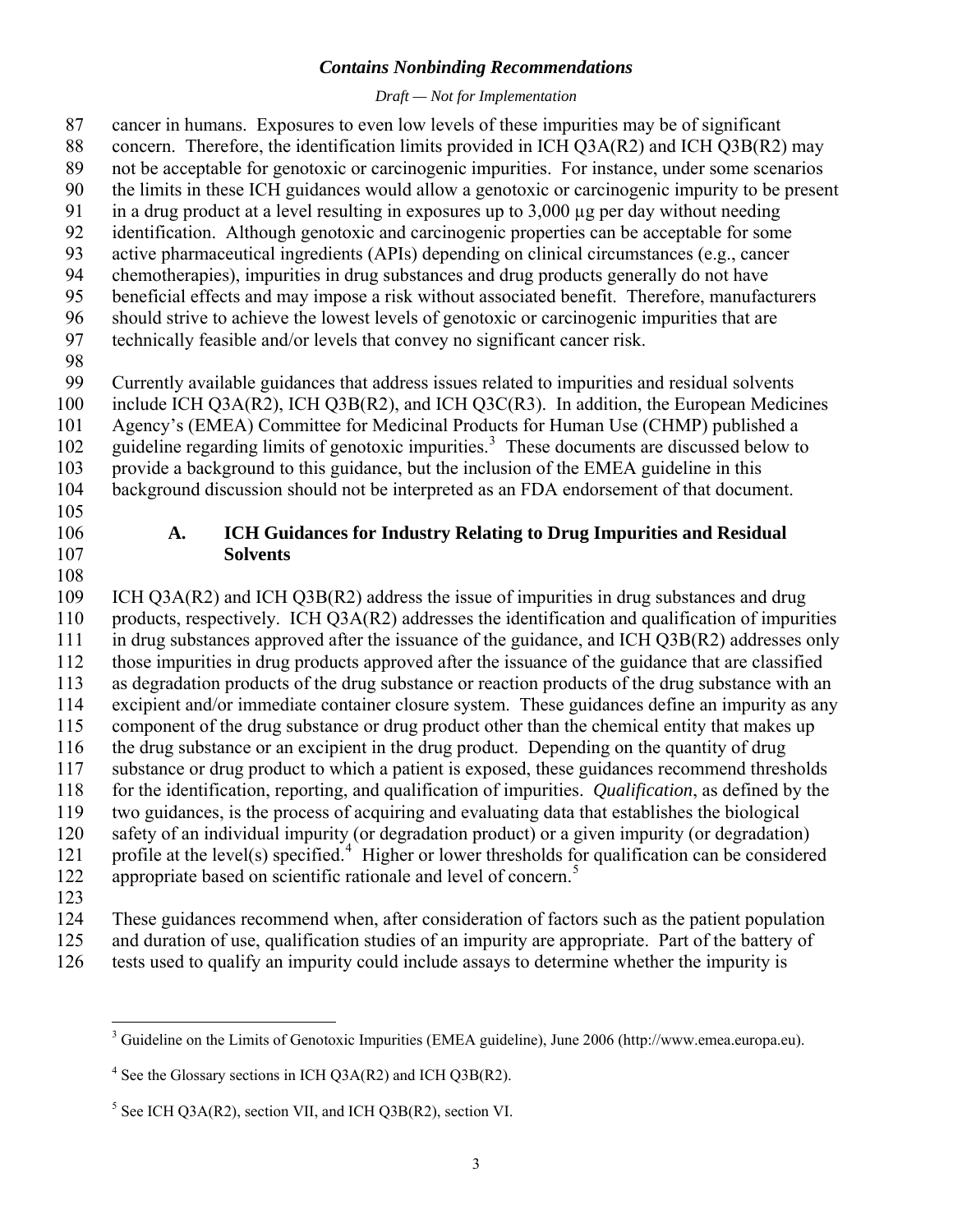cancer in humans. Exposures to even low levels of these impurities may be of significant concern. Therefore, the identification limits provided in ICH Q3A(R2) and ICH Q3B(R2) may not be acceptable for genotoxic or carcinogenic impurities. For instance, under some scenarios the limits in these ICH guidances would allow a genotoxic or carcinogenic impurity to be present in a drug product at a level resulting in exposures up to 3,000 µg per day without needing identification. Although genotoxic and carcinogenic properties can be acceptable for some active pharmaceutical ingredients (APIs) depending on clinical circumstances (e.g., cancer chemotherapies), impurities in drug substances and drug products generally do not have beneficial effects and may impose a risk without associated benefit. Therefore, manufacturers should strive to achieve the lowest levels of genotoxic or carcinogenic impurities that are technically feasible and/or levels that convey no significant cancer risk.

Currently available guidances that address issues related to impurities and residual solvents include ICH Q3A(R2), ICH Q3B(R2), and ICH Q3C(R3). In addition, the European Medicines Agency's (EMEA) Committee for Medicinal Products for Human Use (CHMP) published a guideline regarding limits of genotoxic impurities.[3] These documents are discussed below to provide a background to this guidance, but the inclusion of the EMEA guideline in this background discussion should not be interpreted as an FDA endorsement of that document.

### A. ICH Guidances for Industry Relating to Drug Impurities and Residual Solvents

ICH Q3A(R2) and ICH Q3B(R2) address the issue of impurities in drug substances and drug products, respectively. ICH Q3A(R2) addresses the identification and qualification of impurities in drug substances approved after the issuance of the guidance, and ICH Q3B(R2) addresses only those impurities in drug products approved after the issuance of the guidance that are classified as degradation products of the drug substance or reaction products of the drug substance with an excipient and/or immediate container closure system. These guidances define an impurity as any component of the drug substance or drug product other than the chemical entity that makes up the drug substance or an excipient in the drug product. Depending on the quantity of drug substance or drug product to which a patient is exposed, these guidances recommend thresholds for the identification, reporting, and qualification of impurities. *Qualification*, as defined by the two guidances, is the process of acquiring and evaluating data that establishes the biological safety of an individual impurity (or degradation product) or a given impurity (or degradation) profile at the level(s) specified.[4] Higher or lower thresholds for qualification can be considered appropriate based on scientific rationale and level of concern.[5]

These guidances recommend when, after consideration of factors such as the patient population and duration of use, qualification studies of an impurity are appropriate. Part of the battery of tests used to qualify an impurity could include assays to determine whether the impurity is

---

[3] Guideline on the Limits of Genotoxic Impurities (EMEA guideline), June 2006 (http://www.emea.europa.eu).

[4] See the Glossary sections in ICH Q3A(R2) and ICH Q3B(R2).

[5] See ICH Q3A(R2), section VII, and ICH Q3B(R2), section VI.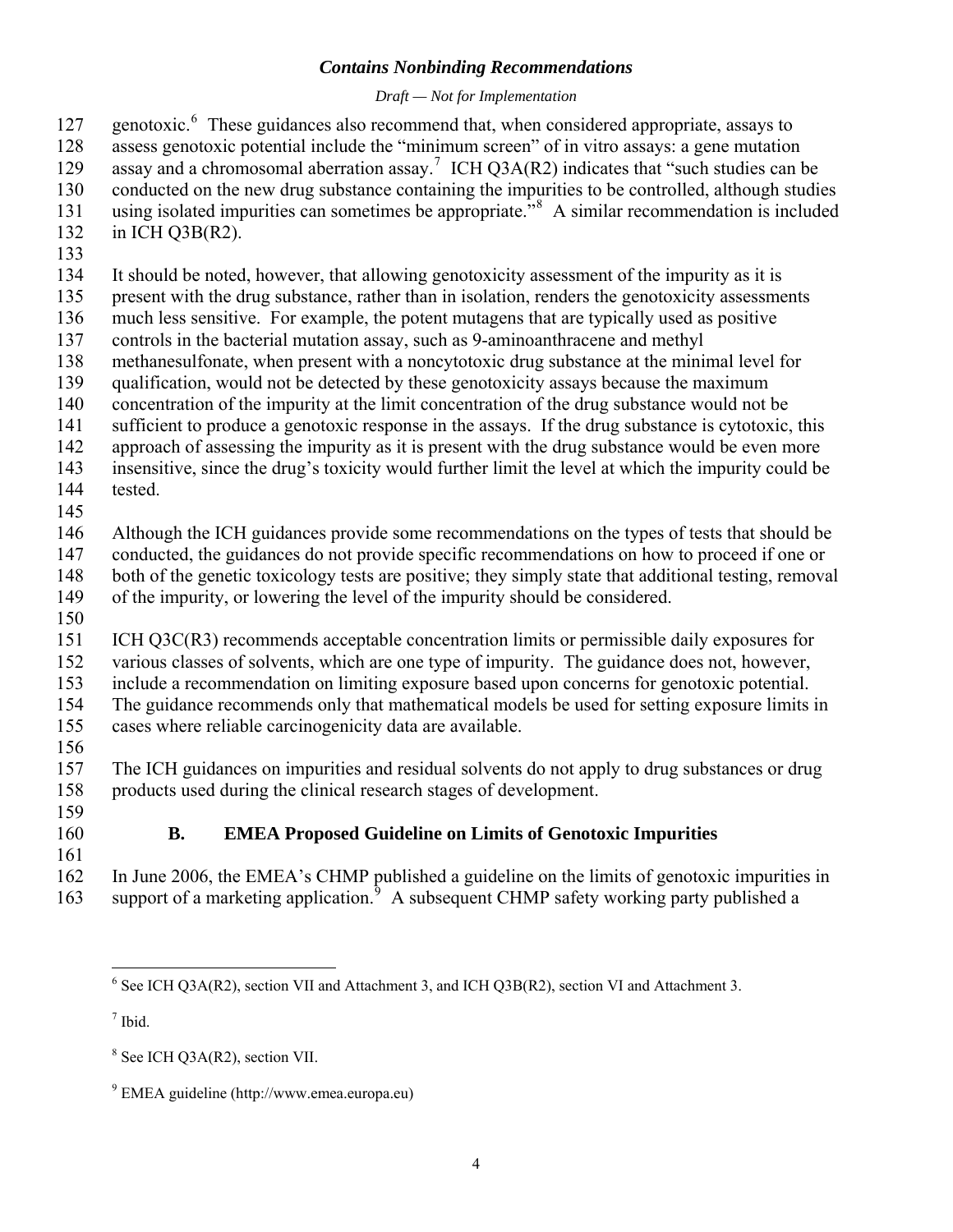genotoxic.[6] These guidances also recommend that, when considered appropriate, assays to assess genotoxic potential include the "minimum screen" of in vitro assays: a gene mutation assay and a chromosomal aberration assay.[7] ICH Q3A(R2) indicates that "such studies can be conducted on the new drug substance containing the impurities to be controlled, although studies using isolated impurities can sometimes be appropriate."[8] A similar recommendation is included in ICH Q3B(R2).

It should be noted, however, that allowing genotoxicity assessment of the impurity as it is present with the drug substance, rather than in isolation, renders the genotoxicity assessments much less sensitive. For example, the potent mutagens that are typically used as positive controls in the bacterial mutation assay, such as 9-aminoanthracene and methyl methanesulfonate, when present with a noncytotoxic drug substance at the minimal level for qualification, would not be detected by these genotoxicity assays because the maximum concentration of the impurity at the limit concentration of the drug substance would not be sufficient to produce a genotoxic response in the assays. If the drug substance is cytotoxic, this approach of assessing the impurity as it is present with the drug substance would be even more insensitive, since the drug's toxicity would further limit the level at which the impurity could be tested.

Although the ICH guidances provide some recommendations on the types of tests that should be conducted, the guidances do not provide specific recommendations on how to proceed if one or both of the genetic toxicology tests are positive; they simply state that additional testing, removal of the impurity, or lowering the level of the impurity should be considered.

ICH Q3C(R3) recommends acceptable concentration limits or permissible daily exposures for various classes of solvents, which are one type of impurity. The guidance does not, however, include a recommendation on limiting exposure based upon concerns for genotoxic potential. The guidance recommends only that mathematical models be used for setting exposure limits in cases where reliable carcinogenicity data are available.

The ICH guidances on impurities and residual solvents do not apply to drug substances or drug products used during the clinical research stages of development.

### B. EMEA Proposed Guideline on Limits of Genotoxic Impurities

In June 2006, the EMEA's CHMP published a guideline on the limits of genotoxic impurities in support of a marketing application.[9] A subsequent CHMP safety working party published a

---

[6] See ICH Q3A(R2), section VII and Attachment 3, and ICH Q3B(R2), section VI and Attachment 3.

[7] Ibid.

[8] See ICH Q3A(R2), section VII.

[9] EMEA guideline (http://www.emea.europa.eu)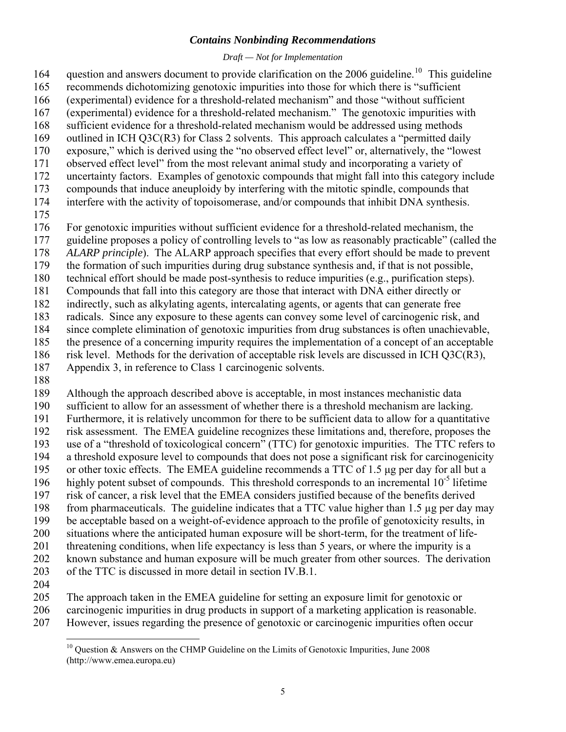question and answers document to provide clarification on the 2006 guideline.[10] This guideline recommends dichotomizing genotoxic impurities into those for which there is "sufficient (experimental) evidence for a threshold-related mechanism" and those "without sufficient (experimental) evidence for a threshold-related mechanism." The genotoxic impurities with sufficient evidence for a threshold-related mechanism would be addressed using methods outlined in ICH Q3C(R3) for Class 2 solvents. This approach calculates a "permitted daily exposure," which is derived using the "no observed effect level" or, alternatively, the "lowest observed effect level" from the most relevant animal study and incorporating a variety of uncertainty factors. Examples of genotoxic compounds that might fall into this category include compounds that induce aneuploidy by interfering with the mitotic spindle, compounds that interfere with the activity of topoisomerase, and/or compounds that inhibit DNA synthesis.

For genotoxic impurities without sufficient evidence for a threshold-related mechanism, the guideline proposes a policy of controlling levels to "as low as reasonably practicable" (called the *ALARP principle*). The ALARP approach specifies that every effort should be made to prevent the formation of such impurities during drug substance synthesis and, if that is not possible, technical effort should be made post-synthesis to reduce impurities (e.g., purification steps). Compounds that fall into this category are those that interact with DNA either directly or indirectly, such as alkylating agents, intercalating agents, or agents that can generate free radicals. Since any exposure to these agents can convey some level of carcinogenic risk, and since complete elimination of genotoxic impurities from drug substances is often unachievable, the presence of a concerning impurity requires the implementation of a concept of an acceptable risk level. Methods for the derivation of acceptable risk levels are discussed in ICH Q3C(R3), Appendix 3, in reference to Class 1 carcinogenic solvents.

Although the approach described above is acceptable, in most instances mechanistic data sufficient to allow for an assessment of whether there is a threshold mechanism are lacking. Furthermore, it is relatively uncommon for there to be sufficient data to allow for a quantitative risk assessment. The EMEA guideline recognizes these limitations and, therefore, proposes the use of a "threshold of toxicological concern" (TTC) for genotoxic impurities. The TTC refers to a threshold exposure level to compounds that does not pose a significant risk for carcinogenicity or other toxic effects. The EMEA guideline recommends a TTC of 1.5 µg per day for all but a highly potent subset of compounds. This threshold corresponds to an incremental $10^{-5}$ lifetime risk of cancer, a risk level that the EMEA considers justified because of the benefits derived from pharmaceuticals. The guideline indicates that a TTC value higher than 1.5 µg per day may be acceptable based on a weight-of-evidence approach to the profile of genotoxicity results, in situations where the anticipated human exposure will be short-term, for the treatment of life-threatening conditions, when life expectancy is less than 5 years, or where the impurity is a known substance and human exposure will be much greater from other sources. The derivation of the TTC is discussed in more detail in section IV.B.1.

The approach taken in the EMEA guideline for setting an exposure limit for genotoxic or carcinogenic impurities in drug products in support of a marketing application is reasonable. However, issues regarding the presence of genotoxic or carcinogenic impurities often occur

[10] Question & Answers on the CHMP Guideline on the Limits of Genotoxic Impurities, June 2008 (http://www.emea.europa.eu)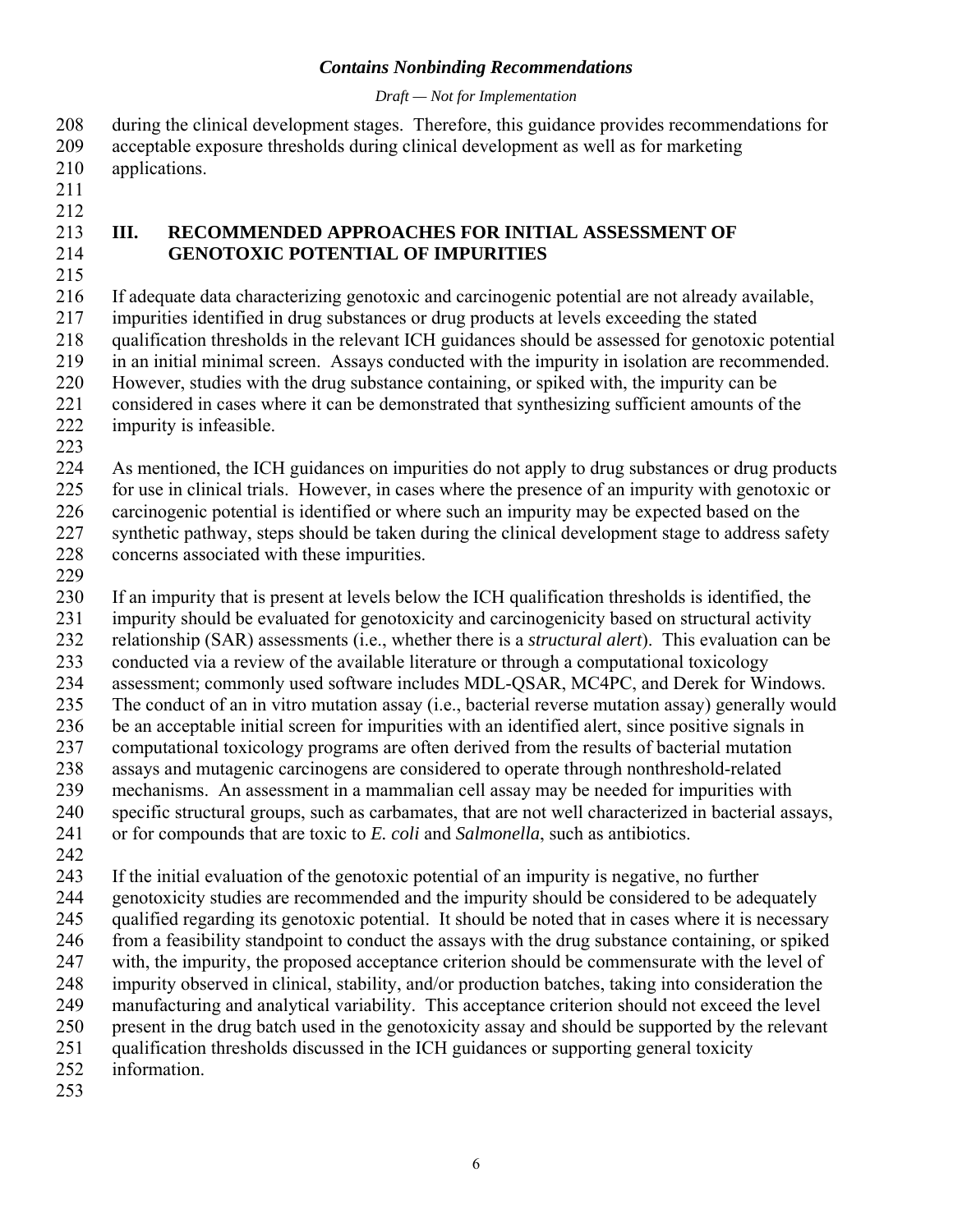during the clinical development stages. Therefore, this guidance provides recommendations for acceptable exposure thresholds during clinical development as well as for marketing applications.

## III. RECOMMENDED APPROACHES FOR INITIAL ASSESSMENT OF GENOTOXIC POTENTIAL OF IMPURITIES

If adequate data characterizing genotoxic and carcinogenic potential are not already available, impurities identified in drug substances or drug products at levels exceeding the stated qualification thresholds in the relevant ICH guidances should be assessed for genotoxic potential in an initial minimal screen. Assays conducted with the impurity in isolation are recommended. However, studies with the drug substance containing, or spiked with, the impurity can be considered in cases where it can be demonstrated that synthesizing sufficient amounts of the impurity is infeasible.

As mentioned, the ICH guidances on impurities do not apply to drug substances or drug products for use in clinical trials. However, in cases where the presence of an impurity with genotoxic or carcinogenic potential is identified or where such an impurity may be expected based on the synthetic pathway, steps should be taken during the clinical development stage to address safety concerns associated with these impurities.

If an impurity that is present at levels below the ICH qualification thresholds is identified, the impurity should be evaluated for genotoxicity and carcinogenicity based on structural activity relationship (SAR) assessments (i.e., whether there is a *structural alert*). This evaluation can be conducted via a review of the available literature or through a computational toxicology assessment; commonly used software includes MDL-QSAR, MC4PC, and Derek for Windows. The conduct of an in vitro mutation assay (i.e., bacterial reverse mutation assay) generally would be an acceptable initial screen for impurities with an identified alert, since positive signals in computational toxicology programs are often derived from the results of bacterial mutation assays and mutagenic carcinogens are considered to operate through nonthreshold-related mechanisms. An assessment in a mammalian cell assay may be needed for impurities with specific structural groups, such as carbamates, that are not well characterized in bacterial assays, or for compounds that are toxic to *E. coli* and *Salmonella*, such as antibiotics.

If the initial evaluation of the genotoxic potential of an impurity is negative, no further genotoxicity studies are recommended and the impurity should be considered to be adequately qualified regarding its genotoxic potential. It should be noted that in cases where it is necessary from a feasibility standpoint to conduct the assays with the drug substance containing, or spiked with, the impurity, the proposed acceptance criterion should be commensurate with the level of impurity observed in clinical, stability, and/or production batches, taking into consideration the manufacturing and analytical variability. This acceptance criterion should not exceed the level present in the drug batch used in the genotoxicity assay and should be supported by the relevant qualification thresholds discussed in the ICH guidances or supporting general toxicity information.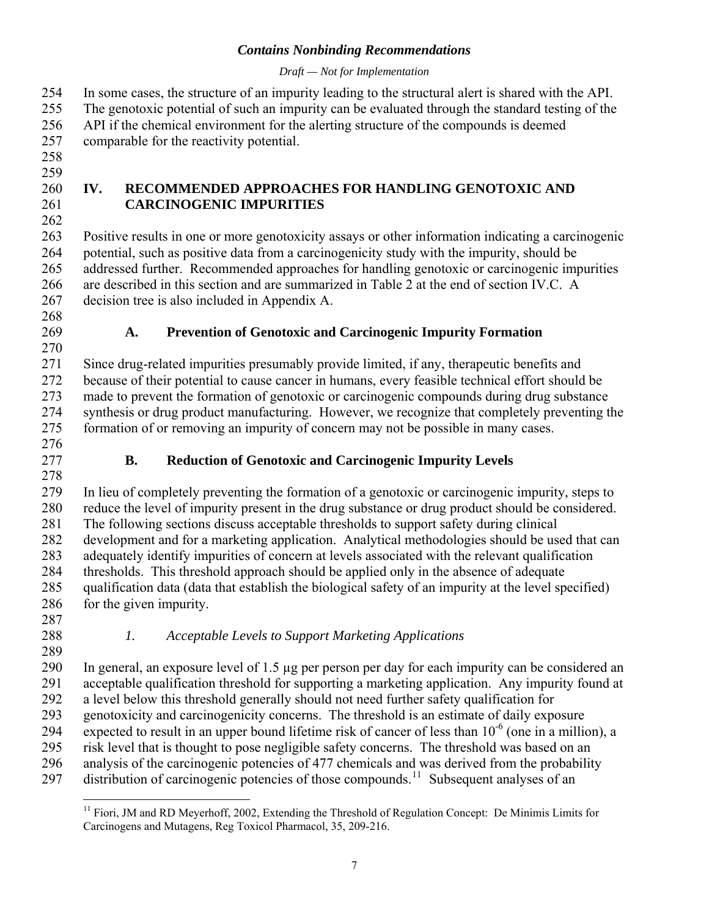In some cases, the structure of an impurity leading to the structural alert is shared with the API. The genotoxic potential of such an impurity can be evaluated through the standard testing of the API if the chemical environment for the alerting structure of the compounds is deemed comparable for the reactivity potential.

## IV. RECOMMENDED APPROACHES FOR HANDLING GENOTOXIC AND CARCINOGENIC IMPURITIES

Positive results in one or more genotoxicity assays or other information indicating a carcinogenic potential, such as positive data from a carcinogenicity study with the impurity, should be addressed further. Recommended approaches for handling genotoxic or carcinogenic impurities are described in this section and are summarized in Table 2 at the end of section IV.C. A decision tree is also included in Appendix A.

### A. Prevention of Genotoxic and Carcinogenic Impurity Formation

Since drug-related impurities presumably provide limited, if any, therapeutic benefits and because of their potential to cause cancer in humans, every feasible technical effort should be made to prevent the formation of genotoxic or carcinogenic compounds during drug substance synthesis or drug product manufacturing. However, we recognize that completely preventing the formation of or removing an impurity of concern may not be possible in many cases.

### B. Reduction of Genotoxic and Carcinogenic Impurity Levels

In lieu of completely preventing the formation of a genotoxic or carcinogenic impurity, steps to reduce the level of impurity present in the drug substance or drug product should be considered. The following sections discuss acceptable thresholds to support safety during clinical development and for a marketing application. Analytical methodologies should be used that can adequately identify impurities of concern at levels associated with the relevant qualification thresholds. This threshold approach should be applied only in the absence of adequate qualification data (data that establish the biological safety of an impurity at the level specified) for the given impurity.

#### *1. Acceptable Levels to Support Marketing Applications*

In general, an exposure level of 1.5 µg per person per day for each impurity can be considered an acceptable qualification threshold for supporting a marketing application. Any impurity found at a level below this threshold generally should not need further safety qualification for genotoxicity and carcinogenicity concerns. The threshold is an estimate of daily exposure expected to result in an upper bound lifetime risk of cancer of less than $10^{-6}$ (one in a million), a risk level that is thought to pose negligible safety concerns. The threshold was based on an analysis of the carcinogenic potencies of 477 chemicals and was derived from the probability distribution of carcinogenic potencies of those compounds.[11] Subsequent analyses of an

---

[11] Fiori, JM and RD Meyerhoff, 2002, Extending the Threshold of Regulation Concept: De Minimis Limits for Carcinogens and Mutagens, Reg Toxicol Pharmacol, 35, 209-216.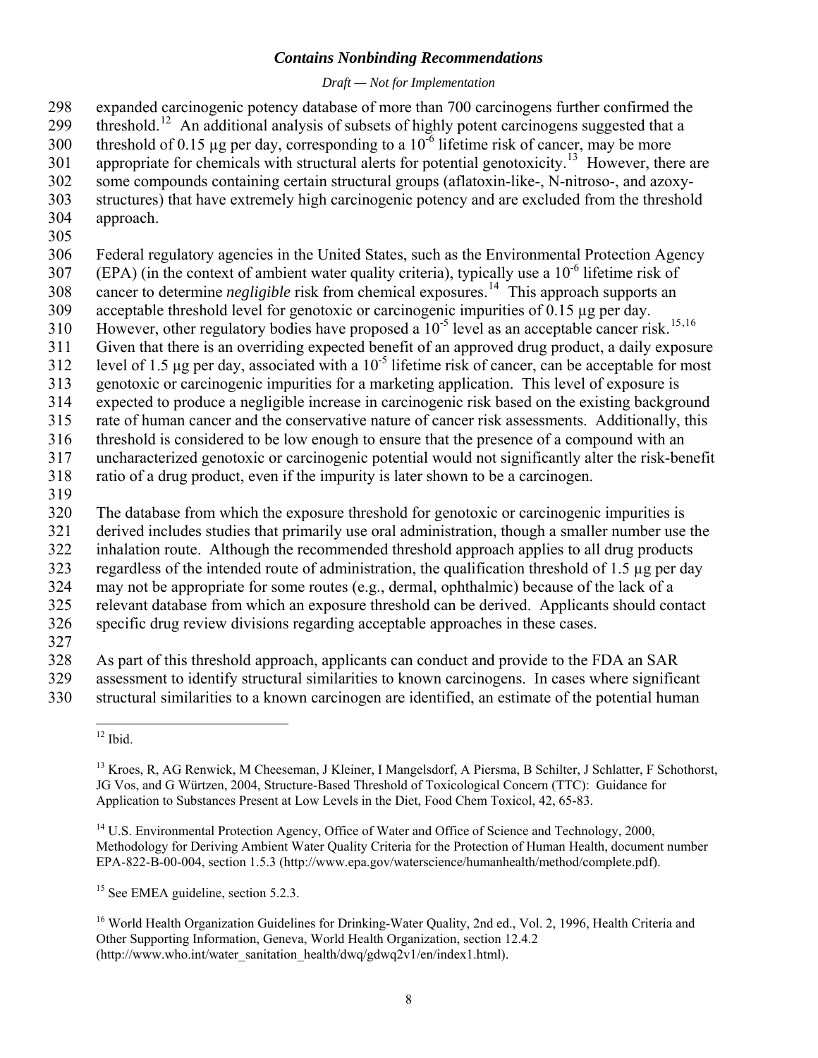expanded carcinogenic potency database of more than 700 carcinogens further confirmed the threshold.[12] An additional analysis of subsets of highly potent carcinogens suggested that a threshold of 0.15 µg per day, corresponding to a $10^{-6}$ lifetime risk of cancer, may be more appropriate for chemicals with structural alerts for potential genotoxicity.[13] However, there are some compounds containing certain structural groups (aflatoxin-like-, N-nitroso-, and azoxy-structures) that have extremely high carcinogenic potency and are excluded from the threshold approach.

Federal regulatory agencies in the United States, such as the Environmental Protection Agency (EPA) (in the context of ambient water quality criteria), typically use a $10^{-6}$ lifetime risk of cancer to determine *negligible* risk from chemical exposures.[14] This approach supports an acceptable threshold level for genotoxic or carcinogenic impurities of 0.15 µg per day. However, other regulatory bodies have proposed a $10^{-5}$ level as an acceptable cancer risk.[15,16] Given that there is an overriding expected benefit of an approved drug product, a daily exposure level of 1.5 µg per day, associated with a $10^{-5}$ lifetime risk of cancer, can be acceptable for most genotoxic or carcinogenic impurities for a marketing application. This level of exposure is expected to produce a negligible increase in carcinogenic risk based on the existing background rate of human cancer and the conservative nature of cancer risk assessments. Additionally, this threshold is considered to be low enough to ensure that the presence of a compound with an uncharacterized genotoxic or carcinogenic potential would not significantly alter the risk-benefit ratio of a drug product, even if the impurity is later shown to be a carcinogen.

The database from which the exposure threshold for genotoxic or carcinogenic impurities is derived includes studies that primarily use oral administration, though a smaller number use the inhalation route. Although the recommended threshold approach applies to all drug products regardless of the intended route of administration, the qualification threshold of 1.5 µg per day may not be appropriate for some routes (e.g., dermal, ophthalmic) because of the lack of a relevant database from which an exposure threshold can be derived. Applicants should contact specific drug review divisions regarding acceptable approaches in these cases.

As part of this threshold approach, applicants can conduct and provide to the FDA an SAR assessment to identify structural similarities to known carcinogens. In cases where significant structural similarities to a known carcinogen are identified, an estimate of the potential human

---

[12] Ibid.

[13] Kroes, R, AG Renwick, M Cheeseman, J Kleiner, I Mangelsdorf, A Piersma, B Schilter, J Schlatter, F Schothorst, JG Vos, and G Würtzen, 2004, Structure-Based Threshold of Toxicological Concern (TTC): Guidance for Application to Substances Present at Low Levels in the Diet, Food Chem Toxicol, 42, 65-83.

[14] U.S. Environmental Protection Agency, Office of Water and Office of Science and Technology, 2000, Methodology for Deriving Ambient Water Quality Criteria for the Protection of Human Health, document number EPA-822-B-00-004, section 1.5.3 (http://www.epa.gov/waterscience/humanhealth/method/complete.pdf).

[15] See EMEA guideline, section 5.2.3.

[16] World Health Organization Guidelines for Drinking-Water Quality, 2nd ed., Vol. 2, 1996, Health Criteria and Other Supporting Information, Geneva, World Health Organization, section 12.4.2 (http://www.who.int/water_sanitation_health/dwq/gdwq2v1/en/index1.html).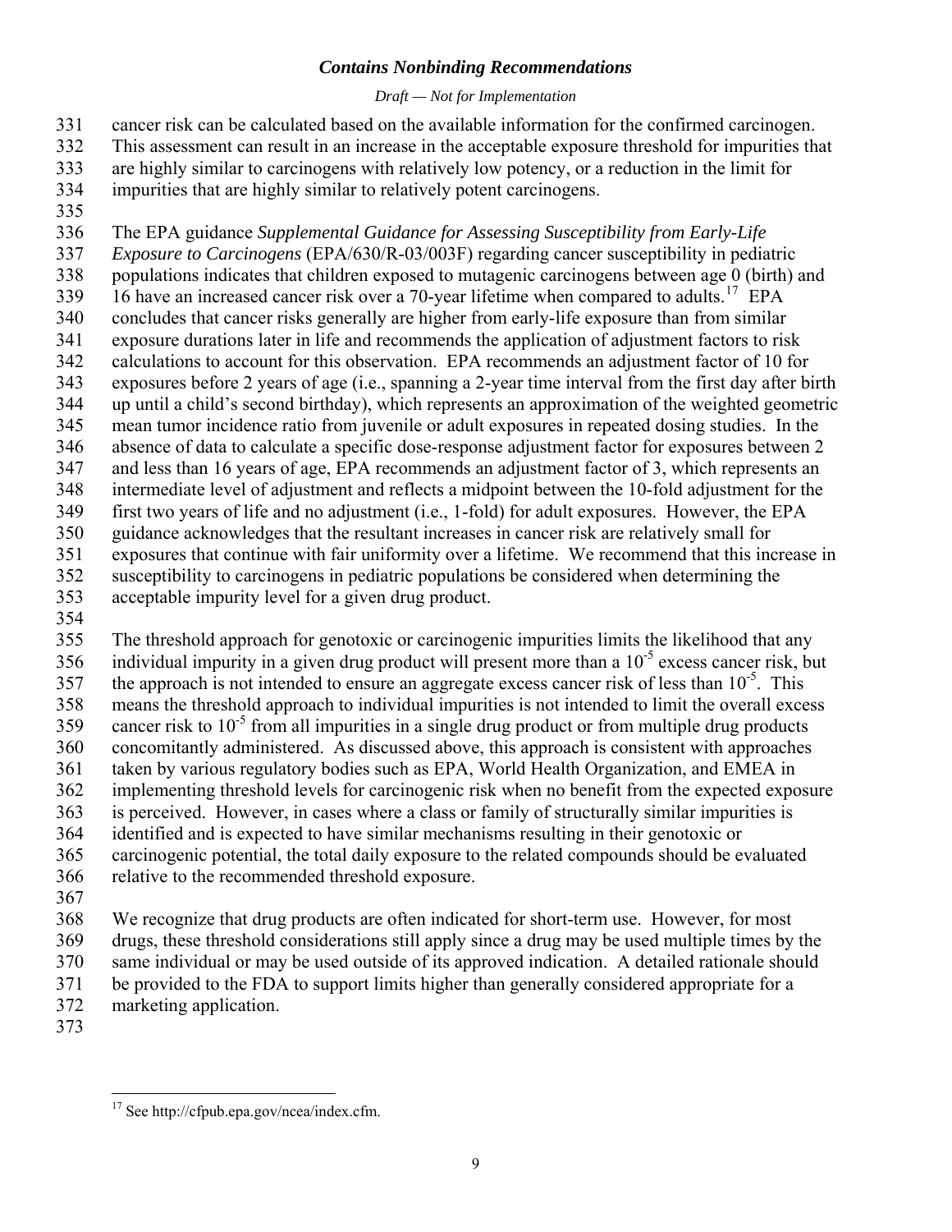cancer risk can be calculated based on the available information for the confirmed carcinogen. This assessment can result in an increase in the acceptable exposure threshold for impurities that are highly similar to carcinogens with relatively low potency, or a reduction in the limit for impurities that are highly similar to relatively potent carcinogens.

The EPA guidance *Supplemental Guidance for Assessing Susceptibility from Early-Life Exposure to Carcinogens* (EPA/630/R-03/003F) regarding cancer susceptibility in pediatric populations indicates that children exposed to mutagenic carcinogens between age 0 (birth) and 16 have an increased cancer risk over a 70-year lifetime when compared to adults.[17] EPA concludes that cancer risks generally are higher from early-life exposure than from similar exposure durations later in life and recommends the application of adjustment factors to risk calculations to account for this observation. EPA recommends an adjustment factor of 10 for exposures before 2 years of age (i.e., spanning a 2-year time interval from the first day after birth up until a child's second birthday), which represents an approximation of the weighted geometric mean tumor incidence ratio from juvenile or adult exposures in repeated dosing studies. In the absence of data to calculate a specific dose-response adjustment factor for exposures between 2 and less than 16 years of age, EPA recommends an adjustment factor of 3, which represents an intermediate level of adjustment and reflects a midpoint between the 10-fold adjustment for the first two years of life and no adjustment (i.e., 1-fold) for adult exposures. However, the EPA guidance acknowledges that the resultant increases in cancer risk are relatively small for exposures that continue with fair uniformity over a lifetime. We recommend that this increase in susceptibility to carcinogens in pediatric populations be considered when determining the acceptable impurity level for a given drug product.

The threshold approach for genotoxic or carcinogenic impurities limits the likelihood that any individual impurity in a given drug product will present more than a $10^{-5}$ excess cancer risk, but the approach is not intended to ensure an aggregate excess cancer risk of less than $10^{-5}$. This means the threshold approach to individual impurities is not intended to limit the overall excess cancer risk to $10^{-5}$ from all impurities in a single drug product or from multiple drug products concomitantly administered. As discussed above, this approach is consistent with approaches taken by various regulatory bodies such as EPA, World Health Organization, and EMEA in implementing threshold levels for carcinogenic risk when no benefit from the expected exposure is perceived. However, in cases where a class or family of structurally similar impurities is identified and is expected to have similar mechanisms resulting in their genotoxic or carcinogenic potential, the total daily exposure to the related compounds should be evaluated relative to the recommended threshold exposure.

We recognize that drug products are often indicated for short-term use. However, for most drugs, these threshold considerations still apply since a drug may be used multiple times by the same individual or may be used outside of its approved indication. A detailed rationale should be provided to the FDA to support limits higher than generally considered appropriate for a marketing application.

---

[17] See http://cfpub.epa.gov/ncea/index.cfm.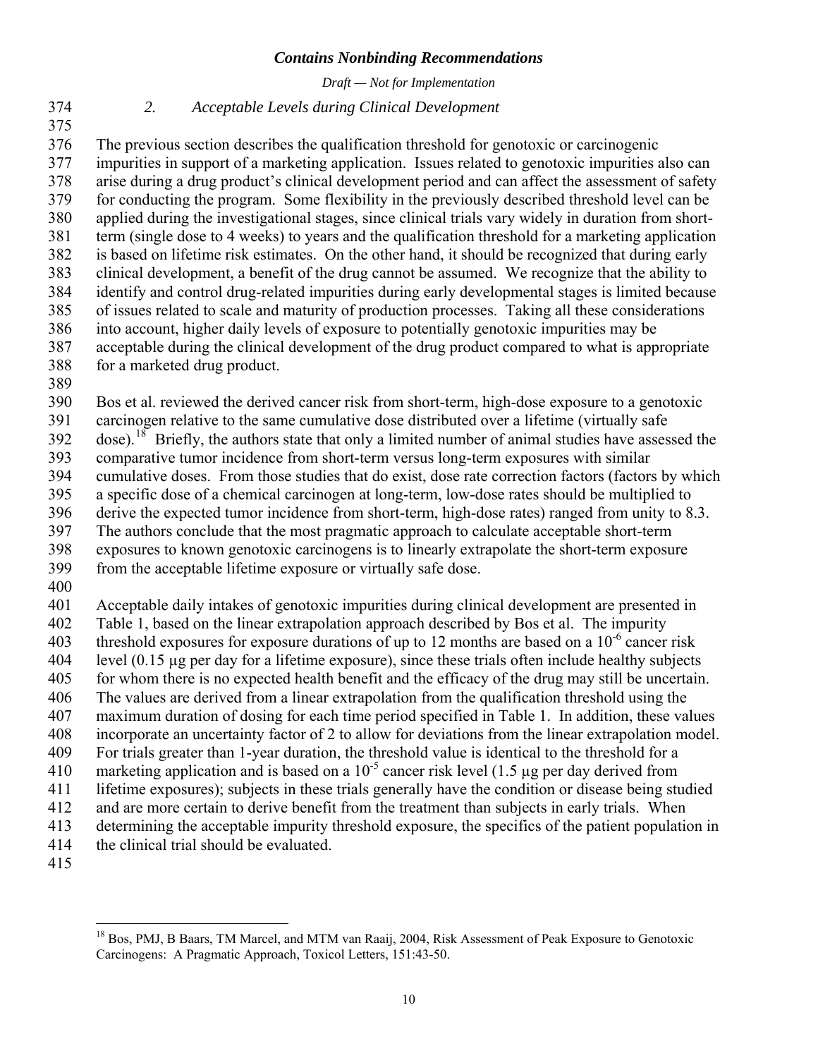### *2. Acceptable Levels during Clinical Development*

The previous section describes the qualification threshold for genotoxic or carcinogenic impurities in support of a marketing application. Issues related to genotoxic impurities also can arise during a drug product's clinical development period and can affect the assessment of safety for conducting the program. Some flexibility in the previously described threshold level can be applied during the investigational stages, since clinical trials vary widely in duration from short-term (single dose to 4 weeks) to years and the qualification threshold for a marketing application is based on lifetime risk estimates. On the other hand, it should be recognized that during early clinical development, a benefit of the drug cannot be assumed. We recognize that the ability to identify and control drug-related impurities during early developmental stages is limited because of issues related to scale and maturity of production processes. Taking all these considerations into account, higher daily levels of exposure to potentially genotoxic impurities may be acceptable during the clinical development of the drug product compared to what is appropriate for a marketed drug product.

Bos et al. reviewed the derived cancer risk from short-term, high-dose exposure to a genotoxic carcinogen relative to the same cumulative dose distributed over a lifetime (virtually safe dose).[18] Briefly, the authors state that only a limited number of animal studies have assessed the comparative tumor incidence from short-term versus long-term exposures with similar cumulative doses. From those studies that do exist, dose rate correction factors (factors by which a specific dose of a chemical carcinogen at long-term, low-dose rates should be multiplied to derive the expected tumor incidence from short-term, high-dose rates) ranged from unity to 8.3. The authors conclude that the most pragmatic approach to calculate acceptable short-term exposures to known genotoxic carcinogens is to linearly extrapolate the short-term exposure from the acceptable lifetime exposure or virtually safe dose.

Acceptable daily intakes of genotoxic impurities during clinical development are presented in Table 1, based on the linear extrapolation approach described by Bos et al. The impurity threshold exposures for exposure durations of up to 12 months are based on a $10^{-6}$ cancer risk level (0.15 µg per day for a lifetime exposure), since these trials often include healthy subjects for whom there is no expected health benefit and the efficacy of the drug may still be uncertain. The values are derived from a linear extrapolation from the qualification threshold using the maximum duration of dosing for each time period specified in Table 1. In addition, these values incorporate an uncertainty factor of 2 to allow for deviations from the linear extrapolation model. For trials greater than 1-year duration, the threshold value is identical to the threshold for a marketing application and is based on a $10^{-5}$ cancer risk level (1.5 µg per day derived from lifetime exposures); subjects in these trials generally have the condition or disease being studied and are more certain to derive benefit from the treatment than subjects in early trials. When determining the acceptable impurity threshold exposure, the specifics of the patient population in the clinical trial should be evaluated.

---

[18] Bos, PMJ, B Baars, TM Marcel, and MTM van Raaij, 2004, Risk Assessment of Peak Exposure to Genotoxic Carcinogens: A Pragmatic Approach, Toxicol Letters, 151:43-50.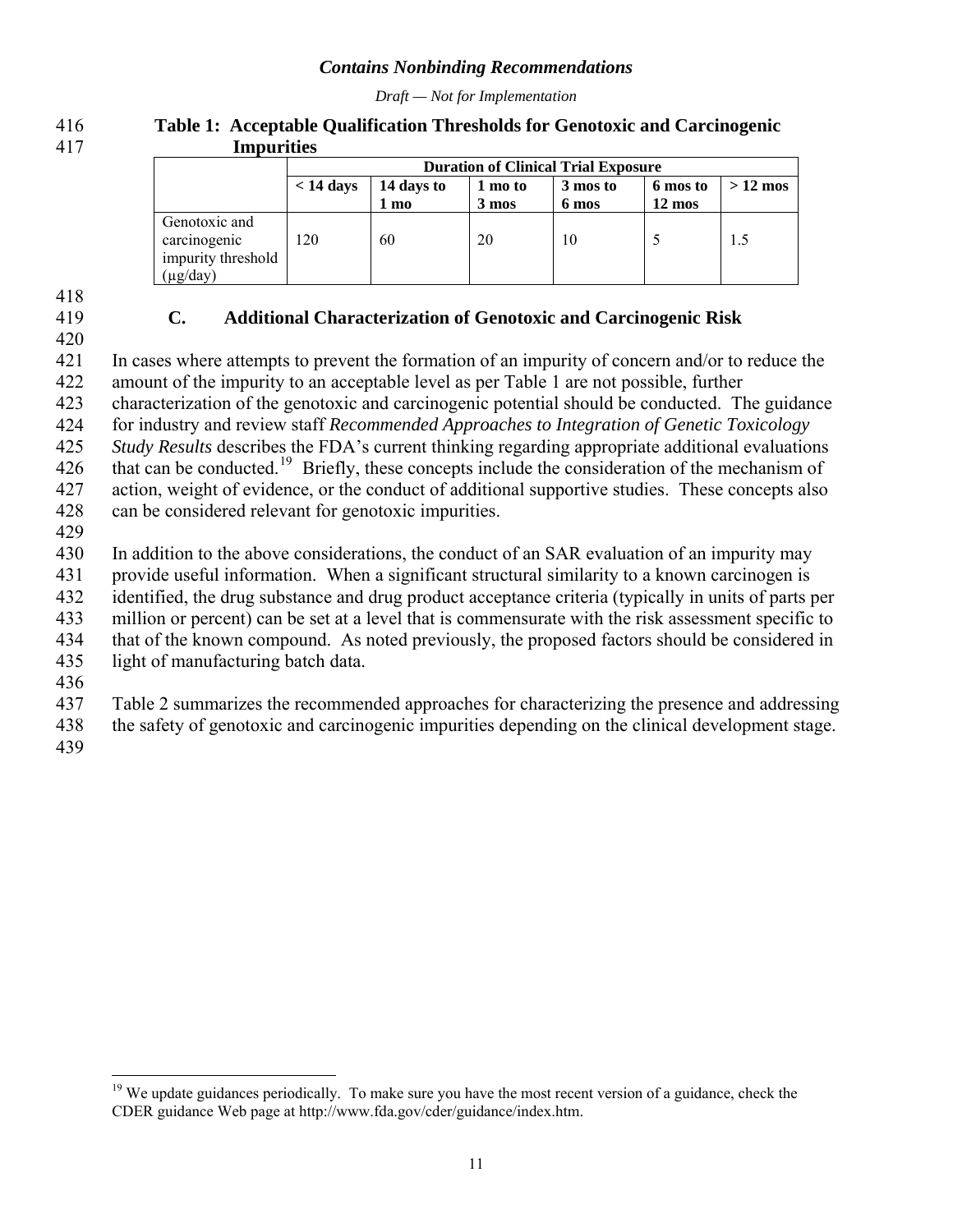**Table 1: Acceptable Qualification Thresholds for Genotoxic and Carcinogenic Impurities**

| | Duration of Clinical Trial Exposure | | | | | |
|---|---|---|---|---|---|---|
| | < 14 days | 14 days to 1 mo | 1 mo to 3 mos | 3 mos to 6 mos | 6 mos to 12 mos | > 12 mos |
| Genotoxic and carcinogenic impurity threshold (µg/day) | 120 | 60 | 20 | 10 | 5 | 1.5 |

### C. Additional Characterization of Genotoxic and Carcinogenic Risk

In cases where attempts to prevent the formation of an impurity of concern and/or to reduce the amount of the impurity to an acceptable level as per Table 1 are not possible, further characterization of the genotoxic and carcinogenic potential should be conducted. The guidance for industry and review staff *Recommended Approaches to Integration of Genetic Toxicology Study Results* describes the FDA's current thinking regarding appropriate additional evaluations that can be conducted.[19] Briefly, these concepts include the consideration of the mechanism of action, weight of evidence, or the conduct of additional supportive studies. These concepts also can be considered relevant for genotoxic impurities.

In addition to the above considerations, the conduct of an SAR evaluation of an impurity may provide useful information. When a significant structural similarity to a known carcinogen is identified, the drug substance and drug product acceptance criteria (typically in units of parts per million or percent) can be set at a level that is commensurate with the risk assessment specific to that of the known compound. As noted previously, the proposed factors should be considered in light of manufacturing batch data.

Table 2 summarizes the recommended approaches for characterizing the presence and addressing the safety of genotoxic and carcinogenic impurities depending on the clinical development stage.

---

[19] We update guidances periodically. To make sure you have the most recent version of a guidance, check the CDER guidance Web page at http://www.fda.gov/cder/guidance/index.htm.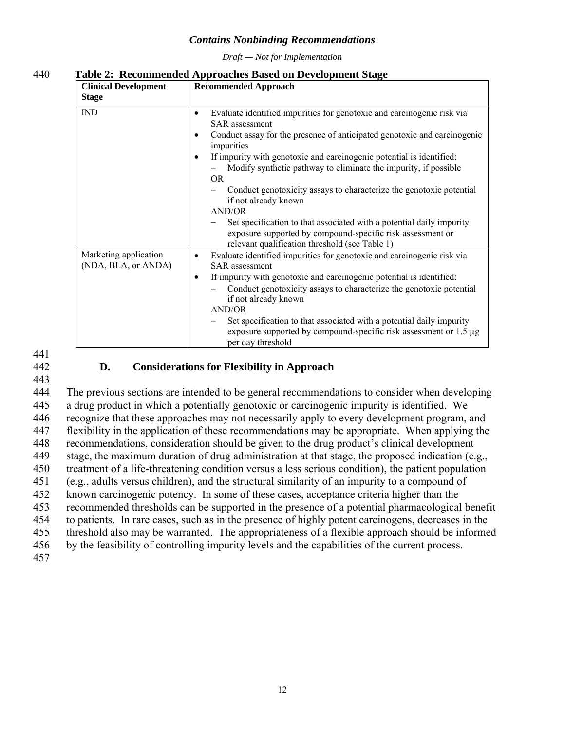**Table 2: Recommended Approaches Based on Development Stage**

| Clinical Development Stage | Recommended Approach |
|---|---|
| IND | • Evaluate identified impurities for genotoxic and carcinogenic risk via SAR assessment<br>• Conduct assay for the presence of anticipated genotoxic and carcinogenic impurities<br>• If impurity with genotoxic and carcinogenic potential is identified:<br>– Modify synthetic pathway to eliminate the impurity, if possible<br>OR<br>– Conduct genotoxicity assays to characterize the genotoxic potential if not already known<br>AND/OR<br>– Set specification to that associated with a potential daily impurity exposure supported by compound-specific risk assessment or relevant qualification threshold (see Table 1) |
| Marketing application (NDA, BLA, or ANDA) | • Evaluate identified impurities for genotoxic and carcinogenic risk via SAR assessment<br>• If impurity with genotoxic and carcinogenic potential is identified:<br>– Conduct genotoxicity assays to characterize the genotoxic potential if not already known<br>AND/OR<br>– Set specification to that associated with a potential daily impurity exposure supported by compound-specific risk assessment or 1.5 µg per day threshold |

### D. Considerations for Flexibility in Approach

The previous sections are intended to be general recommendations to consider when developing a drug product in which a potentially genotoxic or carcinogenic impurity is identified. We recognize that these approaches may not necessarily apply to every development program, and flexibility in the application of these recommendations may be appropriate. When applying the recommendations, consideration should be given to the drug product's clinical development stage, the maximum duration of drug administration at that stage, the proposed indication (e.g., treatment of a life-threatening condition versus a less serious condition), the patient population (e.g., adults versus children), and the structural similarity of an impurity to a compound of known carcinogenic potency. In some of these cases, acceptance criteria higher than the recommended thresholds can be supported in the presence of a potential pharmacological benefit to patients. In rare cases, such as in the presence of highly potent carcinogens, decreases in the threshold also may be warranted. The appropriateness of a flexible approach should be informed by the feasibility of controlling impurity levels and the capabilities of the current process.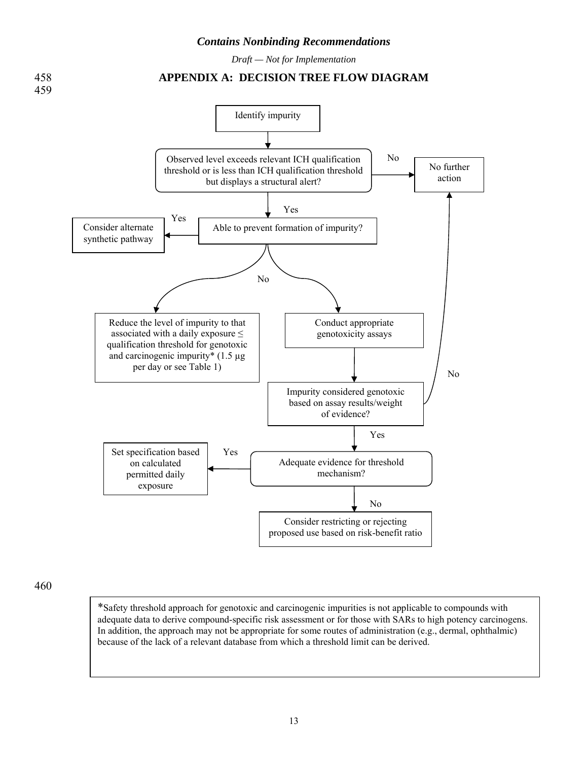*Contains Nonbinding Recommendations*

*Draft — Not for Implementation*

458

459

## APPENDIX A: DECISION TREE FLOW DIAGRAM

Identify impurity

Observed level exceeds relevant ICH qualification threshold or is less than ICH qualification threshold but displays a structural alert?

No

No further action

Yes

Able to prevent formation of impurity?

Yes

Consider alternate synthetic pathway

No

Reduce the level of impurity to that associated with a daily exposure ≤ qualification threshold for genotoxic and carcinogenic impurity* (1.5 µg per day or see Table 1)

Conduct appropriate genotoxicity assays

Impurity considered genotoxic based on assay results/weight of evidence?

No

Yes

Adequate evidence for threshold mechanism?

Yes

Set specification based on calculated permitted daily exposure

No

Consider restricting or rejecting proposed use based on risk-benefit ratio

460

*Safety threshold approach for genotoxic and carcinogenic impurities is not applicable to compounds with adequate data to derive compound-specific risk assessment or for those with SARs to high potency carcinogens. In addition, the approach may not be appropriate for some routes of administration (e.g., dermal, ophthalmic) because of the lack of a relevant database from which a threshold limit can be derived.